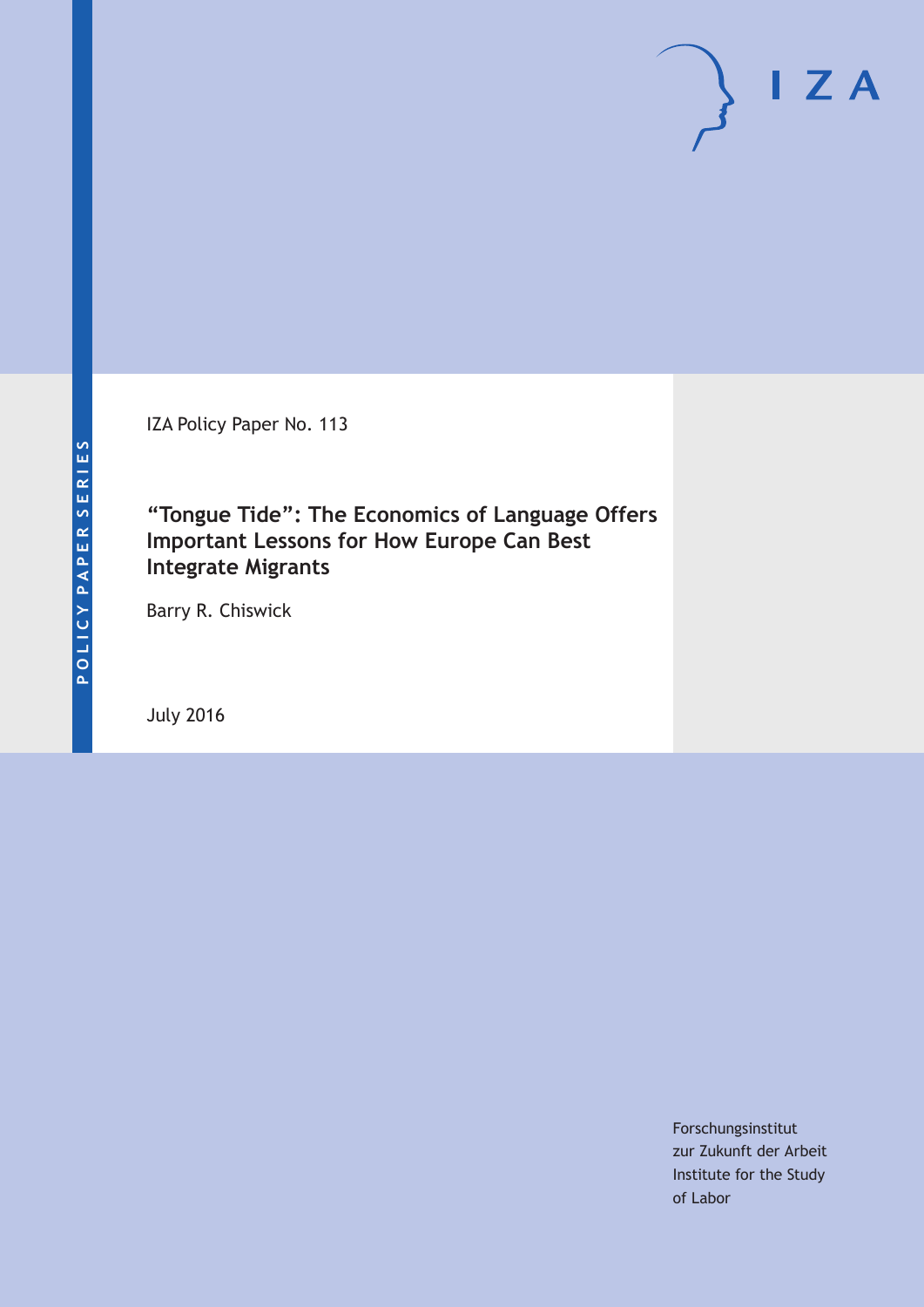IZA Policy Paper No. 113

# "Tongue Tide": The Economics of Language Offers Important Lessons for How Europe Can Best Integrate Migrants

Barry R. Chiswick

July 2016

POLICY PAPER SERIES

Forschungsinstitut
zur Zukunft der Arbeit
Institute for the Study
of Labor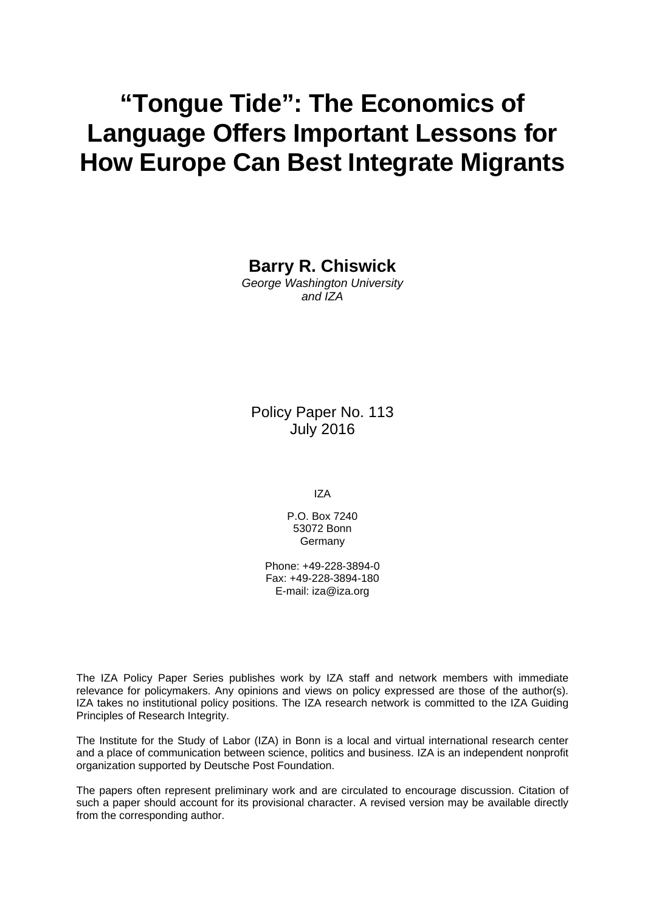# "Tongue Tide": The Economics of Language Offers Important Lessons for How Europe Can Best Integrate Migrants

**Barry R. Chiswick**
*George Washington University and IZA*

Policy Paper No. 113
July 2016

IZA

P.O. Box 7240
53072 Bonn
Germany

Phone: +49-228-3894-0
Fax: +49-228-3894-180
E-mail: iza@iza.org

The IZA Policy Paper Series publishes work by IZA staff and network members with immediate relevance for policymakers. Any opinions and views on policy expressed are those of the author(s). IZA takes no institutional policy positions. The IZA research network is committed to the IZA Guiding Principles of Research Integrity.

The Institute for the Study of Labor (IZA) in Bonn is a local and virtual international research center and a place of communication between science, politics and business. IZA is an independent nonprofit organization supported by Deutsche Post Foundation.

The papers often represent preliminary work and are circulated to encourage discussion. Citation of such a paper should account for its provisional character. A revised version may be available directly from the corresponding author.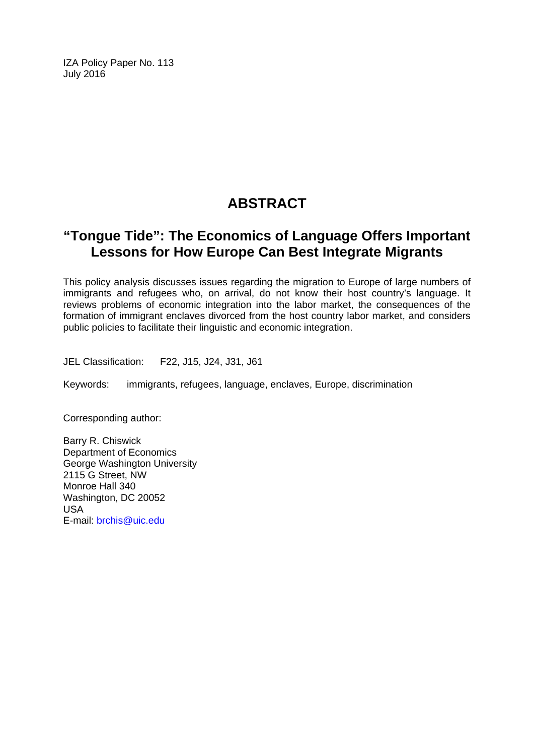IZA Policy Paper No. 113
July 2016

# ABSTRACT

## "Tongue Tide": The Economics of Language Offers Important Lessons for How Europe Can Best Integrate Migrants

This policy analysis discusses issues regarding the migration to Europe of large numbers of immigrants and refugees who, on arrival, do not know their host country's language. It reviews problems of economic integration into the labor market, the consequences of the formation of immigrant enclaves divorced from the host country labor market, and considers public policies to facilitate their linguistic and economic integration.

JEL Classification: F22, J15, J24, J31, J61

Keywords: immigrants, refugees, language, enclaves, Europe, discrimination

Corresponding author:

Barry R. Chiswick
Department of Economics
George Washington University
2115 G Street, NW
Monroe Hall 340
Washington, DC 20052
USA
E-mail: brchis@uic.edu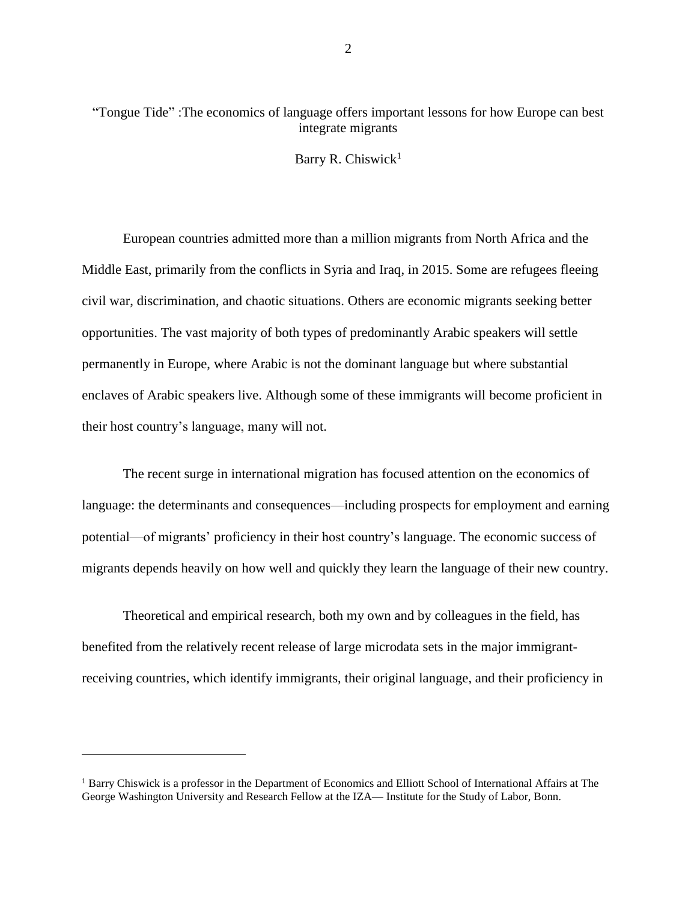“Tongue Tide” :The economics of language offers important lessons for how Europe can best integrate migrants

Barry R. Chiswick[1]

European countries admitted more than a million migrants from North Africa and the Middle East, primarily from the conflicts in Syria and Iraq, in 2015. Some are refugees fleeing civil war, discrimination, and chaotic situations. Others are economic migrants seeking better opportunities. The vast majority of both types of predominantly Arabic speakers will settle permanently in Europe, where Arabic is not the dominant language but where substantial enclaves of Arabic speakers live. Although some of these immigrants will become proficient in their host country’s language, many will not.

The recent surge in international migration has focused attention on the economics of language: the determinants and consequences—including prospects for employment and earning potential—of migrants’ proficiency in their host country’s language. The economic success of migrants depends heavily on how well and quickly they learn the language of their new country.

Theoretical and empirical research, both my own and by colleagues in the field, has benefited from the relatively recent release of large microdata sets in the major immigrant-receiving countries, which identify immigrants, their original language, and their proficiency in

[1] Barry Chiswick is a professor in the Department of Economics and Elliott School of International Affairs at The George Washington University and Research Fellow at the IZA— Institute for the Study of Labor, Bonn.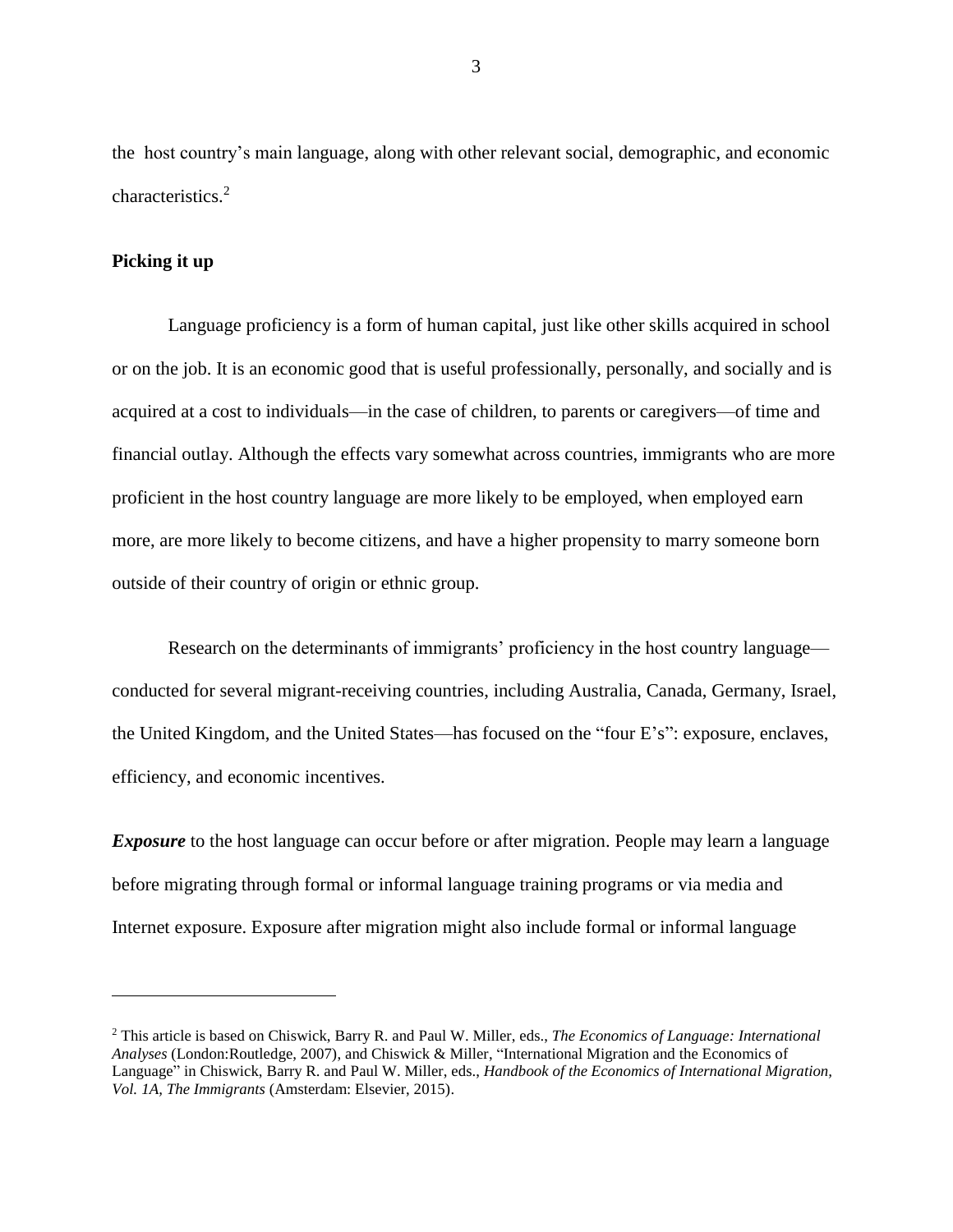the host country's main language, along with other relevant social, demographic, and economic characteristics.[2]

## Picking it up

Language proficiency is a form of human capital, just like other skills acquired in school or on the job. It is an economic good that is useful professionally, personally, and socially and is acquired at a cost to individuals—in the case of children, to parents or caregivers—of time and financial outlay. Although the effects vary somewhat across countries, immigrants who are more proficient in the host country language are more likely to be employed, when employed earn more, are more likely to become citizens, and have a higher propensity to marry someone born outside of their country of origin or ethnic group.

Research on the determinants of immigrants' proficiency in the host country language—conducted for several migrant-receiving countries, including Australia, Canada, Germany, Israel, the United Kingdom, and the United States—has focused on the "four E's": exposure, enclaves, efficiency, and economic incentives.

***Exposure*** to the host language can occur before or after migration. People may learn a language before migrating through formal or informal language training programs or via media and Internet exposure. Exposure after migration might also include formal or informal language

[2] This article is based on Chiswick, Barry R. and Paul W. Miller, eds., *The Economics of Language: International Analyses* (London:Routledge, 2007), and Chiswick & Miller, "International Migration and the Economics of Language" in Chiswick, Barry R. and Paul W. Miller, eds., *Handbook of the Economics of International Migration, Vol. 1A, The Immigrants* (Amsterdam: Elsevier, 2015).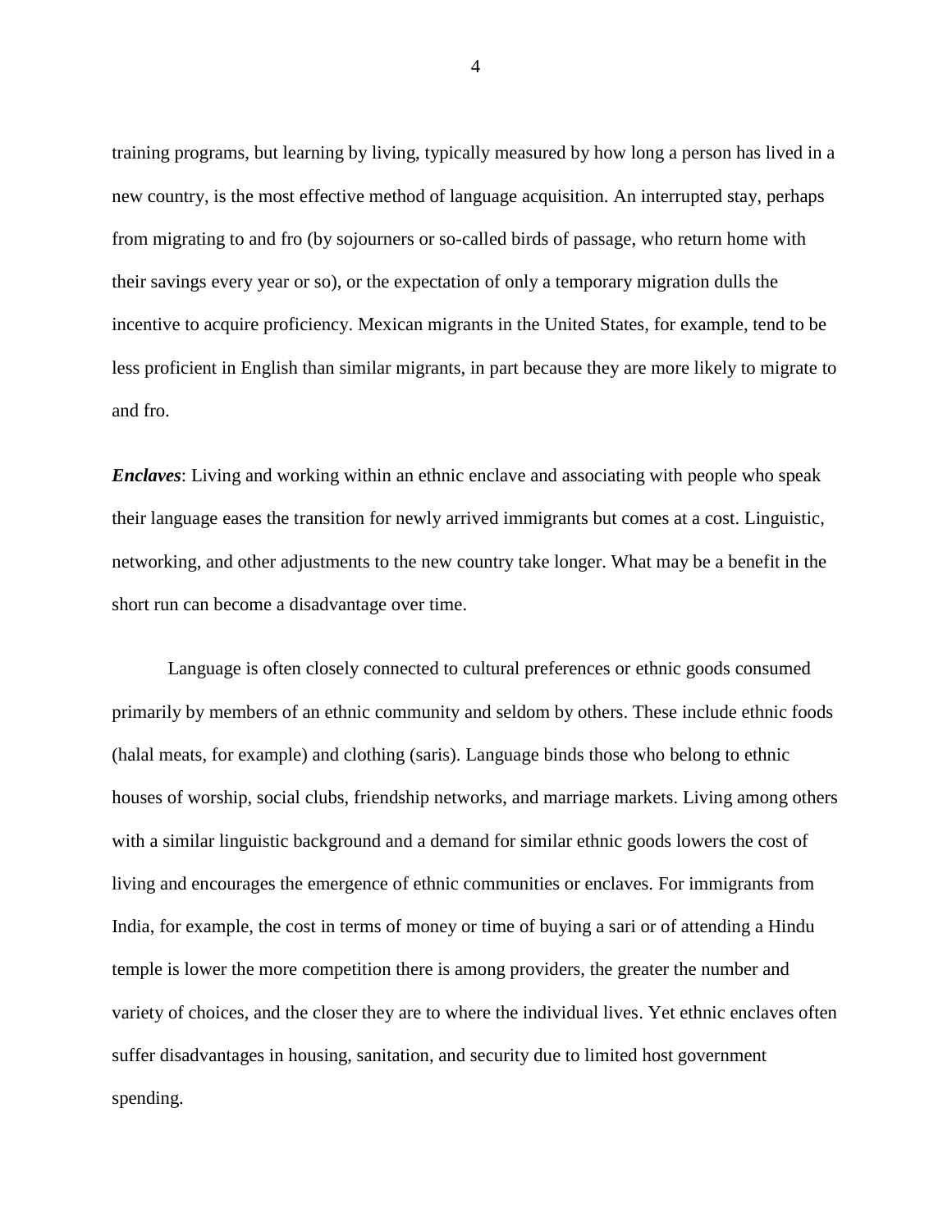training programs, but learning by living, typically measured by how long a person has lived in a new country, is the most effective method of language acquisition. An interrupted stay, perhaps from migrating to and fro (by sojourners or so-called birds of passage, who return home with their savings every year or so), or the expectation of only a temporary migration dulls the incentive to acquire proficiency. Mexican migrants in the United States, for example, tend to be less proficient in English than similar migrants, in part because they are more likely to migrate to and fro.

***Enclaves***: Living and working within an ethnic enclave and associating with people who speak their language eases the transition for newly arrived immigrants but comes at a cost. Linguistic, networking, and other adjustments to the new country take longer. What may be a benefit in the short run can become a disadvantage over time.

Language is often closely connected to cultural preferences or ethnic goods consumed primarily by members of an ethnic community and seldom by others. These include ethnic foods (halal meats, for example) and clothing (saris). Language binds those who belong to ethnic houses of worship, social clubs, friendship networks, and marriage markets. Living among others with a similar linguistic background and a demand for similar ethnic goods lowers the cost of living and encourages the emergence of ethnic communities or enclaves. For immigrants from India, for example, the cost in terms of money or time of buying a sari or of attending a Hindu temple is lower the more competition there is among providers, the greater the number and variety of choices, and the closer they are to where the individual lives. Yet ethnic enclaves often suffer disadvantages in housing, sanitation, and security due to limited host government spending.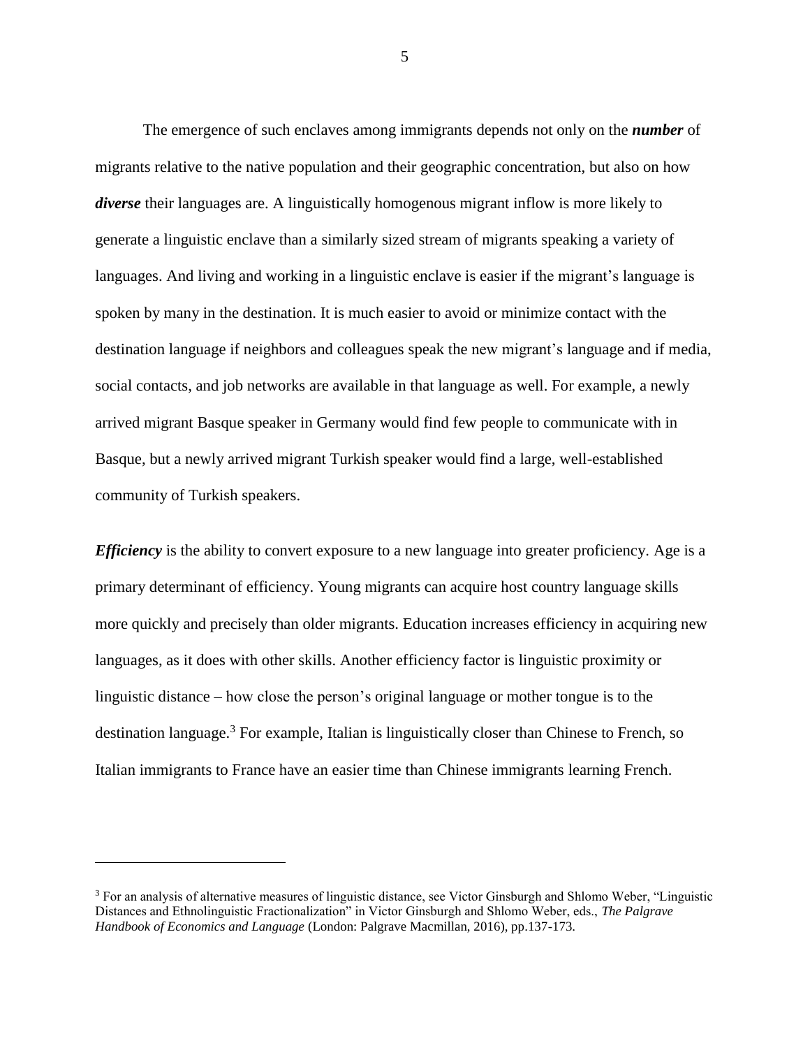The emergence of such enclaves among immigrants depends not only on the ***number*** of migrants relative to the native population and their geographic concentration, but also on how ***diverse*** their languages are. A linguistically homogenous migrant inflow is more likely to generate a linguistic enclave than a similarly sized stream of migrants speaking a variety of languages. And living and working in a linguistic enclave is easier if the migrant's language is spoken by many in the destination. It is much easier to avoid or minimize contact with the destination language if neighbors and colleagues speak the new migrant's language and if media, social contacts, and job networks are available in that language as well. For example, a newly arrived migrant Basque speaker in Germany would find few people to communicate with in Basque, but a newly arrived migrant Turkish speaker would find a large, well-established community of Turkish speakers.

***Efficiency*** is the ability to convert exposure to a new language into greater proficiency. Age is a primary determinant of efficiency. Young migrants can acquire host country language skills more quickly and precisely than older migrants. Education increases efficiency in acquiring new languages, as it does with other skills. Another efficiency factor is linguistic proximity or linguistic distance – how close the person's original language or mother tongue is to the destination language.[3] For example, Italian is linguistically closer than Chinese to French, so Italian immigrants to France have an easier time than Chinese immigrants learning French.

---

[3] For an analysis of alternative measures of linguistic distance, see Victor Ginsburgh and Shlomo Weber, "Linguistic Distances and Ethnolinguistic Fractionalization" in Victor Ginsburgh and Shlomo Weber, eds., *The Palgrave Handbook of Economics and Language* (London: Palgrave Macmillan, 2016), pp.137-173.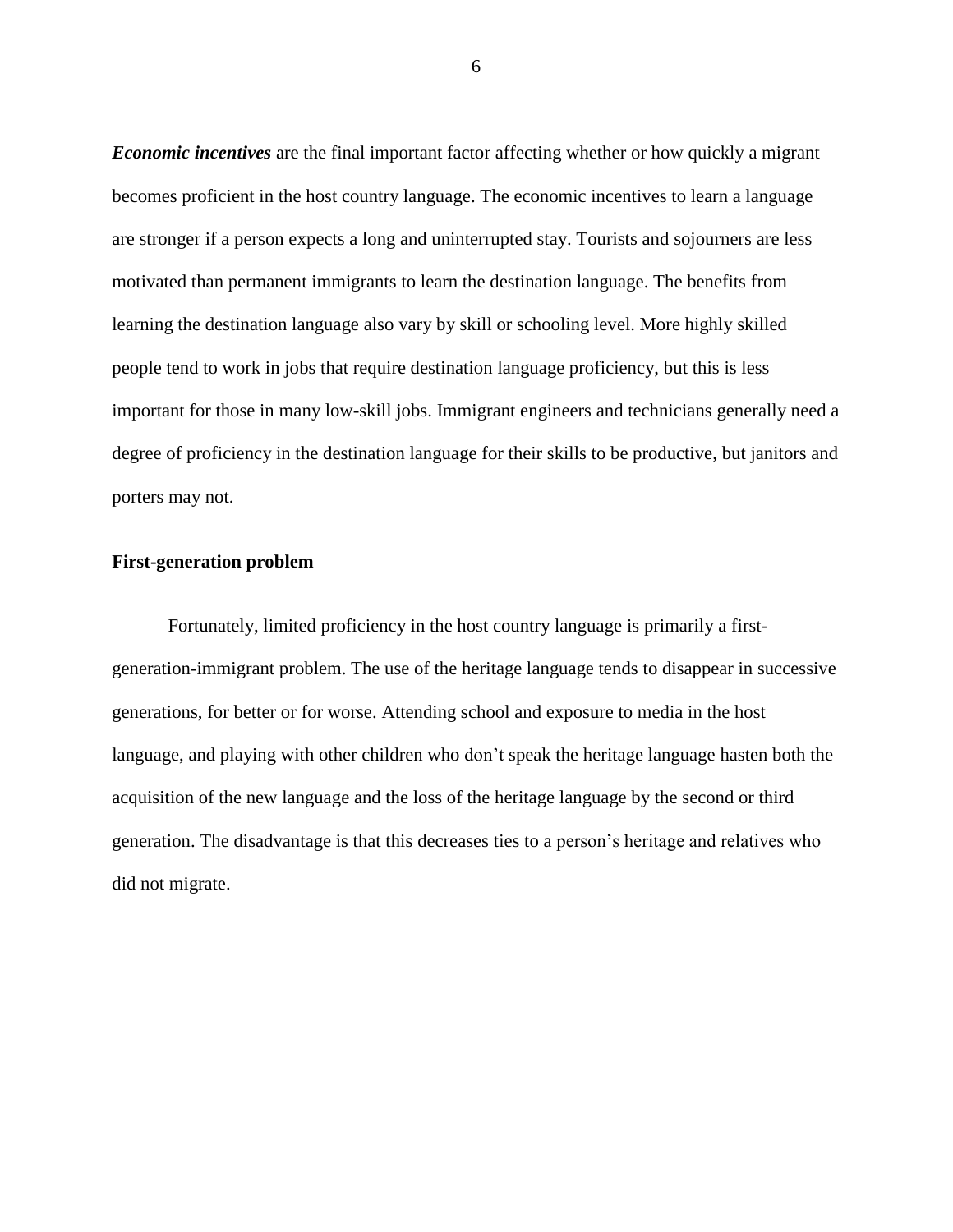***Economic incentives*** are the final important factor affecting whether or how quickly a migrant becomes proficient in the host country language. The economic incentives to learn a language are stronger if a person expects a long and uninterrupted stay. Tourists and sojourners are less motivated than permanent immigrants to learn the destination language. The benefits from learning the destination language also vary by skill or schooling level. More highly skilled people tend to work in jobs that require destination language proficiency, but this is less important for those in many low-skill jobs. Immigrant engineers and technicians generally need a degree of proficiency in the destination language for their skills to be productive, but janitors and porters may not.

**First-generation problem**

Fortunately, limited proficiency in the host country language is primarily a first-generation-immigrant problem. The use of the heritage language tends to disappear in successive generations, for better or for worse. Attending school and exposure to media in the host language, and playing with other children who don't speak the heritage language hasten both the acquisition of the new language and the loss of the heritage language by the second or third generation. The disadvantage is that this decreases ties to a person's heritage and relatives who did not migrate.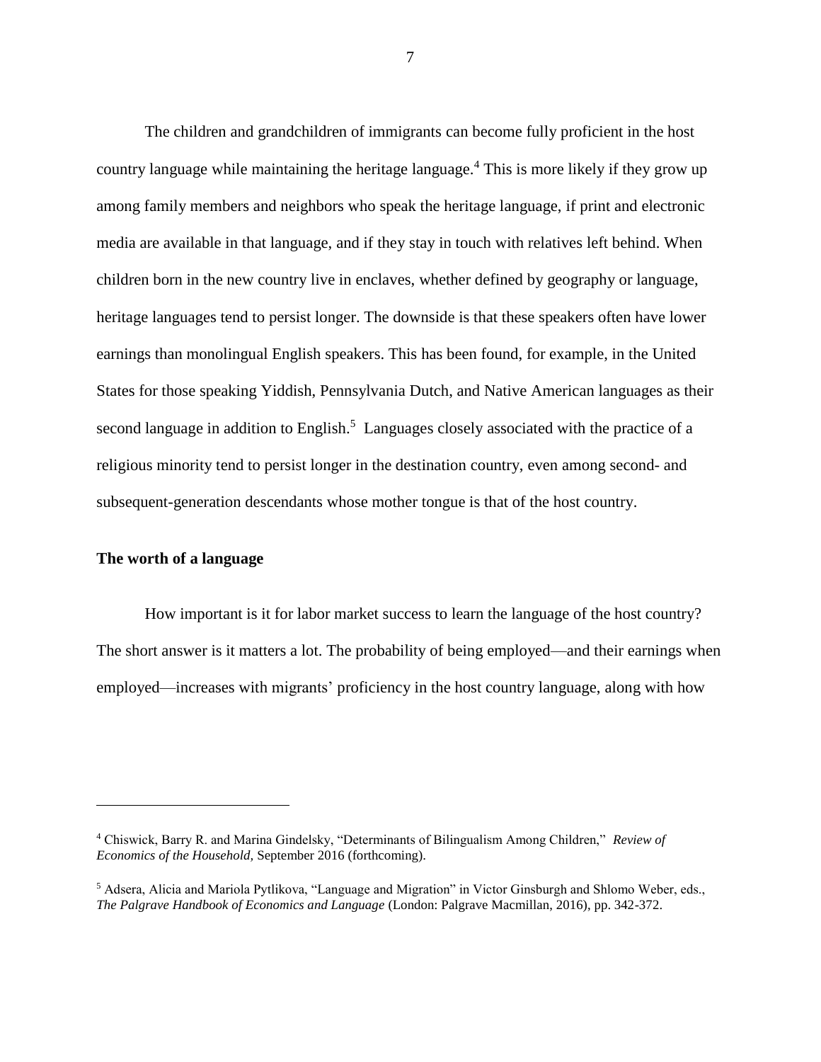The children and grandchildren of immigrants can become fully proficient in the host country language while maintaining the heritage language.[4] This is more likely if they grow up among family members and neighbors who speak the heritage language, if print and electronic media are available in that language, and if they stay in touch with relatives left behind. When children born in the new country live in enclaves, whether defined by geography or language, heritage languages tend to persist longer. The downside is that these speakers often have lower earnings than monolingual English speakers. This has been found, for example, in the United States for those speaking Yiddish, Pennsylvania Dutch, and Native American languages as their second language in addition to English.[5] Languages closely associated with the practice of a religious minority tend to persist longer in the destination country, even among second- and subsequent-generation descendants whose mother tongue is that of the host country.

**The worth of a language**

How important is it for labor market success to learn the language of the host country? The short answer is it matters a lot. The probability of being employed—and their earnings when employed—increases with migrants' proficiency in the host country language, along with how

---

[4] Chiswick, Barry R. and Marina Gindelsky, "Determinants of Bilingualism Among Children," *Review of Economics of the Household,* September 2016 (forthcoming).

[5] Adsera, Alicia and Mariola Pytlikova, "Language and Migration" in Victor Ginsburgh and Shlomo Weber, eds., *The Palgrave Handbook of Economics and Language* (London: Palgrave Macmillan, 2016), pp. 342-372.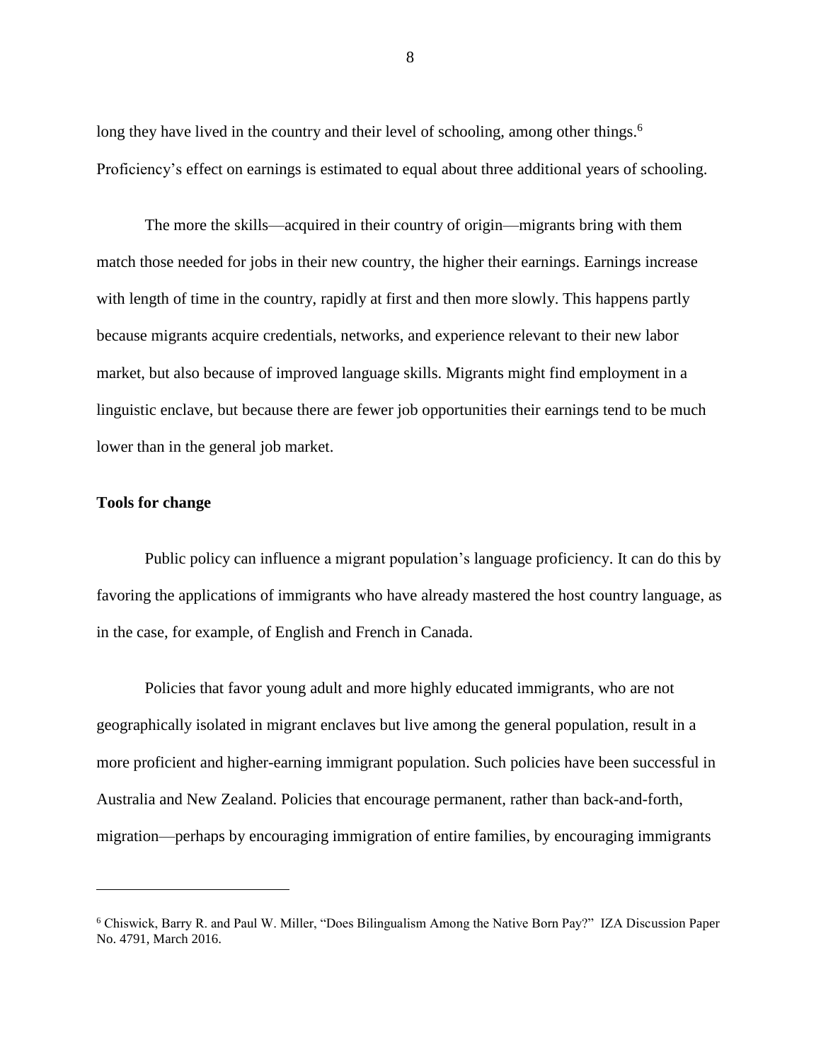long they have lived in the country and their level of schooling, among other things.[6] Proficiency's effect on earnings is estimated to equal about three additional years of schooling.

The more the skills—acquired in their country of origin—migrants bring with them match those needed for jobs in their new country, the higher their earnings. Earnings increase with length of time in the country, rapidly at first and then more slowly. This happens partly because migrants acquire credentials, networks, and experience relevant to their new labor market, but also because of improved language skills. Migrants might find employment in a linguistic enclave, but because there are fewer job opportunities their earnings tend to be much lower than in the general job market.

**Tools for change**

Public policy can influence a migrant population's language proficiency. It can do this by favoring the applications of immigrants who have already mastered the host country language, as in the case, for example, of English and French in Canada.

Policies that favor young adult and more highly educated immigrants, who are not geographically isolated in migrant enclaves but live among the general population, result in a more proficient and higher-earning immigrant population. Such policies have been successful in Australia and New Zealand. Policies that encourage permanent, rather than back-and-forth, migration—perhaps by encouraging immigration of entire families, by encouraging immigrants

[6] Chiswick, Barry R. and Paul W. Miller, "Does Bilingualism Among the Native Born Pay?" IZA Discussion Paper No. 4791, March 2016.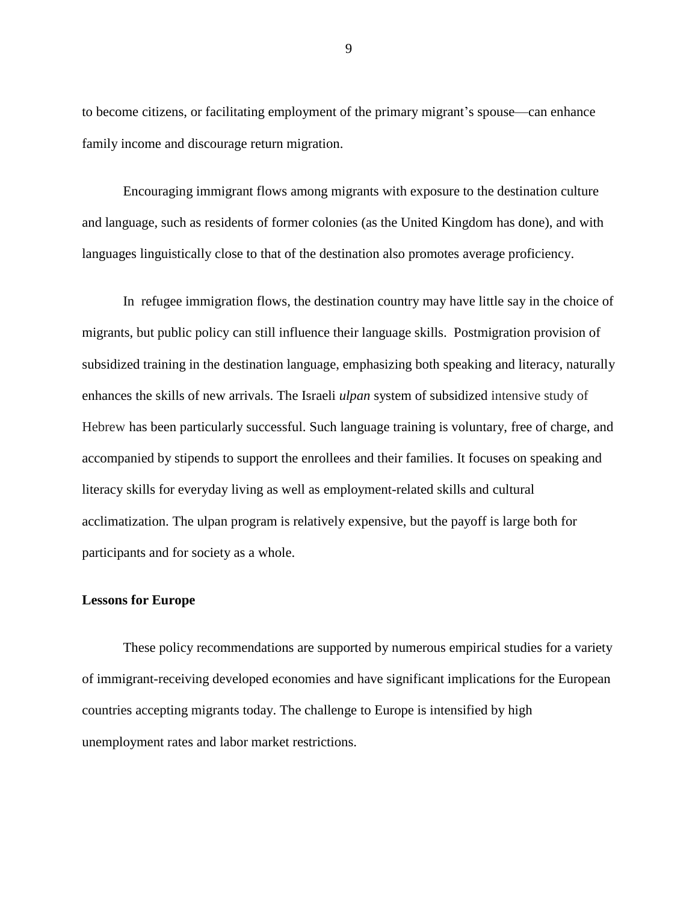to become citizens, or facilitating employment of the primary migrant's spouse—can enhance family income and discourage return migration.

Encouraging immigrant flows among migrants with exposure to the destination culture and language, such as residents of former colonies (as the United Kingdom has done), and with languages linguistically close to that of the destination also promotes average proficiency.

In refugee immigration flows, the destination country may have little say in the choice of migrants, but public policy can still influence their language skills. Postmigration provision of subsidized training in the destination language, emphasizing both speaking and literacy, naturally enhances the skills of new arrivals. The Israeli *ulpan* system of subsidized intensive study of Hebrew has been particularly successful. Such language training is voluntary, free of charge, and accompanied by stipends to support the enrollees and their families. It focuses on speaking and literacy skills for everyday living as well as employment-related skills and cultural acclimatization. The ulpan program is relatively expensive, but the payoff is large both for participants and for society as a whole.

**Lessons for Europe**

These policy recommendations are supported by numerous empirical studies for a variety of immigrant-receiving developed economies and have significant implications for the European countries accepting migrants today. The challenge to Europe is intensified by high unemployment rates and labor market restrictions.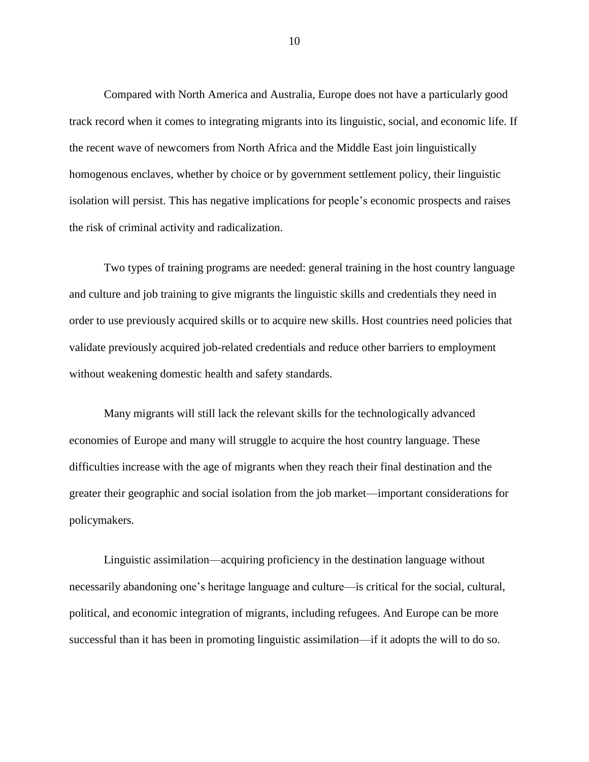Compared with North America and Australia, Europe does not have a particularly good track record when it comes to integrating migrants into its linguistic, social, and economic life. If the recent wave of newcomers from North Africa and the Middle East join linguistically homogenous enclaves, whether by choice or by government settlement policy, their linguistic isolation will persist. This has negative implications for people's economic prospects and raises the risk of criminal activity and radicalization.

Two types of training programs are needed: general training in the host country language and culture and job training to give migrants the linguistic skills and credentials they need in order to use previously acquired skills or to acquire new skills. Host countries need policies that validate previously acquired job-related credentials and reduce other barriers to employment without weakening domestic health and safety standards.

Many migrants will still lack the relevant skills for the technologically advanced economies of Europe and many will struggle to acquire the host country language. These difficulties increase with the age of migrants when they reach their final destination and the greater their geographic and social isolation from the job market—important considerations for policymakers.

Linguistic assimilation—acquiring proficiency in the destination language without necessarily abandoning one's heritage language and culture—is critical for the social, cultural, political, and economic integration of migrants, including refugees. And Europe can be more successful than it has been in promoting linguistic assimilation—if it adopts the will to do so.